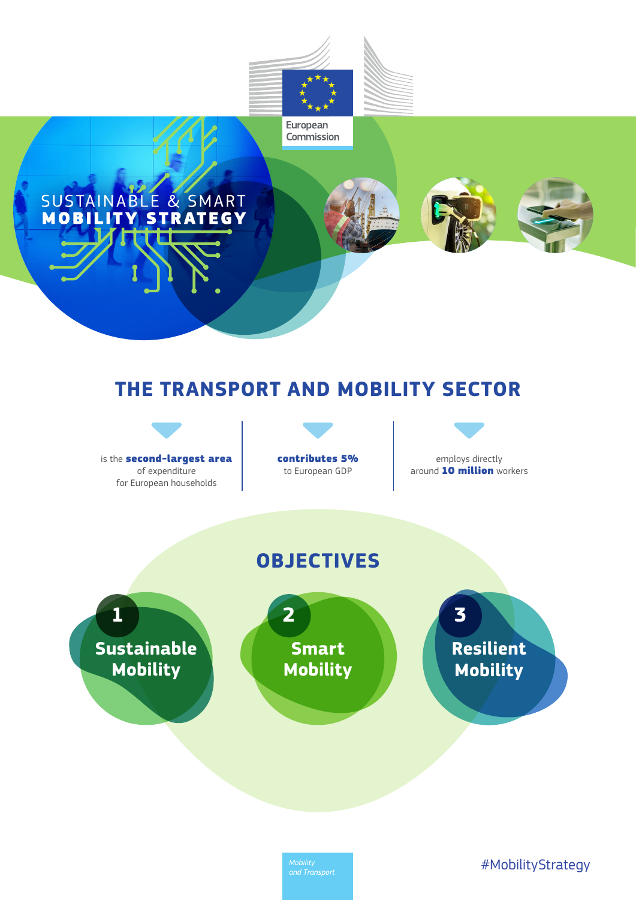European Commission

# SUSTAINABLE & SMART **MOBILITY STRATEGY**

## THE TRANSPORT AND MOBILITY SECTOR

- is the **second-largest area** of expenditure for European households
- **contributes 5%** to European GDP
- employs directly around **10 million** workers

## OBJECTIVES

1. **Sustainable Mobility**
2. **Smart Mobility**
3. **Resilient Mobility**

*Mobility and Transport*

#MobilityStrategy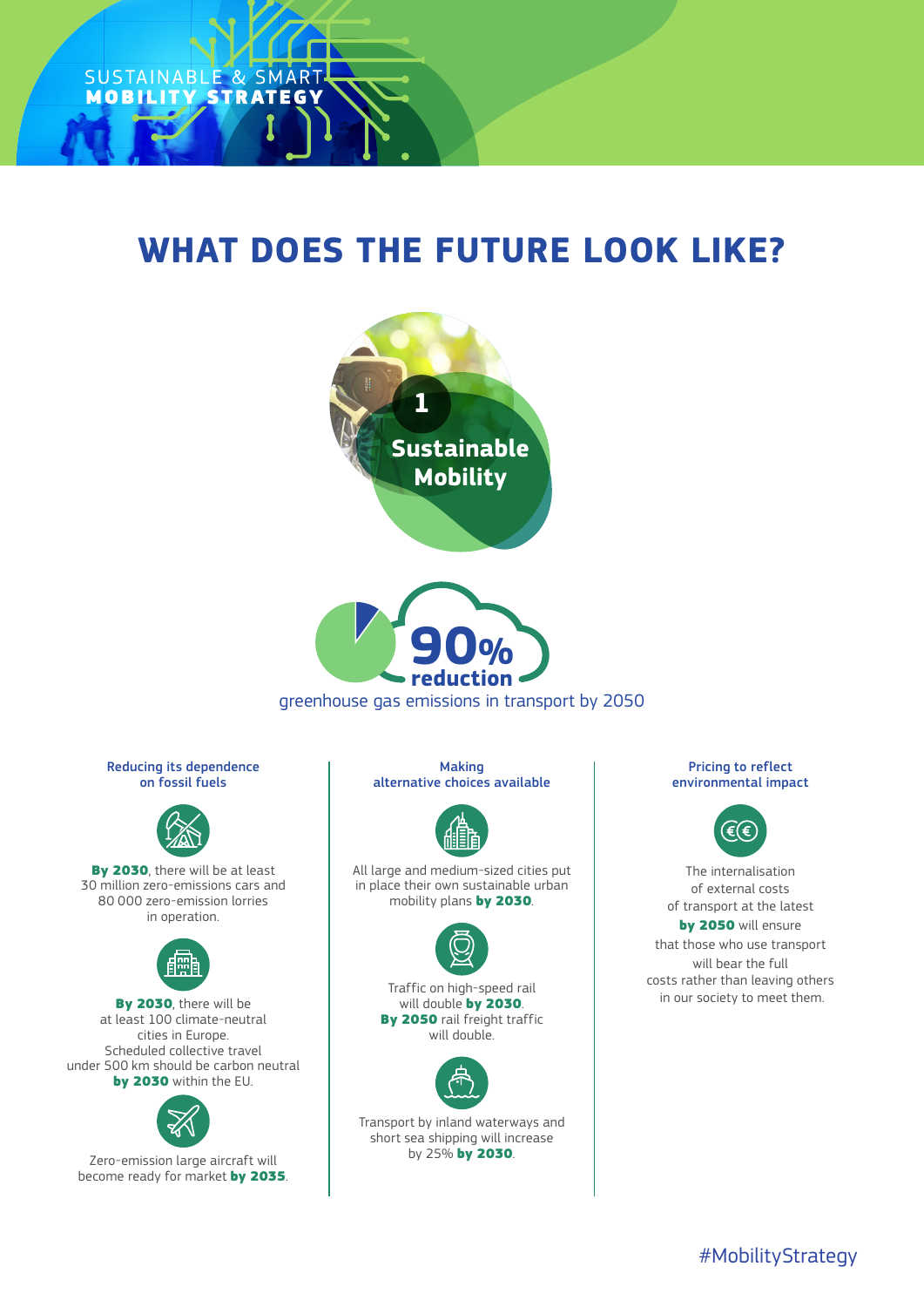SUSTAINABLE & SMART
**MOBILITY STRATEGY**

# WHAT DOES THE FUTURE LOOK LIKE?

## 1 Sustainable Mobility

**90% reduction**

greenhouse gas emissions in transport by 2050

### Reducing its dependence on fossil fuels

**By 2030**, there will be at least 30 million zero-emissions cars and 80 000 zero-emission lorries in operation.

**By 2030**, there will be at least 100 climate-neutral cities in Europe. Scheduled collective travel under 500 km should be carbon neutral **by 2030** within the EU.

Zero-emission large aircraft will become ready for market **by 2035**.

### Making alternative choices available

All large and medium-sized cities put in place their own sustainable urban mobility plans **by 2030**.

Traffic on high-speed rail will double **by 2030**. **By 2050** rail freight traffic will double.

Transport by inland waterways and short sea shipping will increase by 25% **by 2030**.

### Pricing to reflect environmental impact

The internalisation of external costs of transport at the latest **by 2050** will ensure that those who use transport will bear the full costs rather than leaving others in our society to meet them.

#MobilityStrategy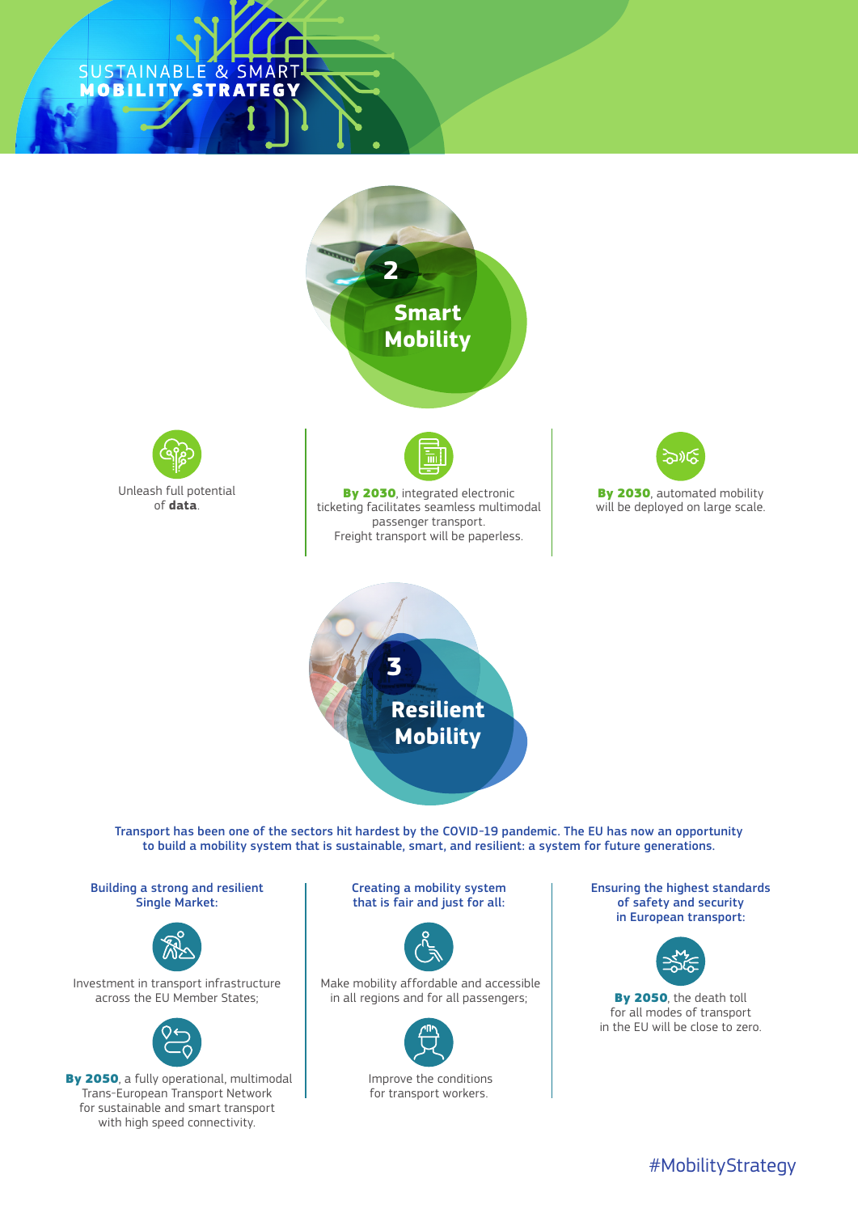SUSTAINABLE & SMART
**MOBILITY STRATEGY**

## 2 Smart Mobility

Unleash full potential of **data**.

**By 2030**, integrated electronic ticketing facilitates seamless multimodal passenger transport.
Freight transport will be paperless.

**By 2030**, automated mobility will be deployed on large scale.

## 3 Resilient Mobility

Transport has been one of the sectors hit hardest by the COVID-19 pandemic. The EU has now an opportunity to build a mobility system that is sustainable, smart, and resilient: a system for future generations.

### Building a strong and resilient Single Market:

Investment in transport infrastructure across the EU Member States;

**By 2050**, a fully operational, multimodal Trans-European Transport Network for sustainable and smart transport with high speed connectivity.

### Creating a mobility system that is fair and just for all:

Make mobility affordable and accessible in all regions and for all passengers;

Improve the conditions for transport workers.

### Ensuring the highest standards of safety and security in European transport:

**By 2050**, the death toll for all modes of transport in the EU will be close to zero.

#MobilityStrategy